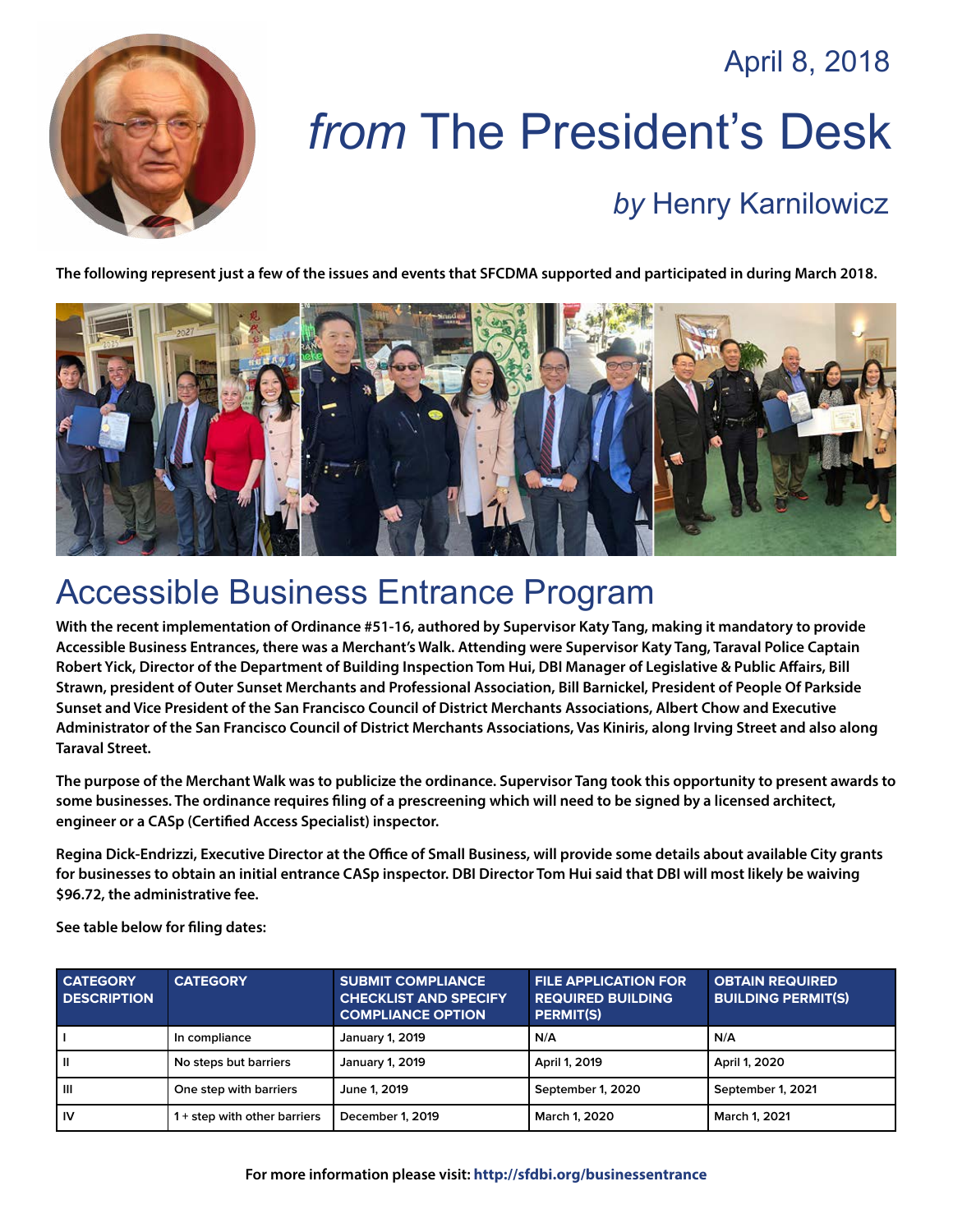April 8, 2018

# *from* The President's Desk

## *by* Henry Karnilowicz

**The following represent just a few of the issues and events that SFCDMA supported and participated in during March 2018.**

## Accessible Business Entrance Program

**With the recent implementation of Ordinance #51-16, authored by Supervisor Katy Tang, making it mandatory to provide Accessible Business Entrances, there was a Merchant's Walk. Attending were Supervisor Katy Tang, Taraval Police Captain Robert Yick, Director of the Department of Building Inspection Tom Hui, DBI Manager of Legislative & Public Affairs, Bill Strawn, president of Outer Sunset Merchants and Professional Association, Bill Barnickel, President of People Of Parkside Sunset and Vice President of the San Francisco Council of District Merchants Associations, Albert Chow and Executive Administrator of the San Francisco Council of District Merchants Associations, Vas Kiniris, along Irving Street and also along Taraval Street.**

**The purpose of the Merchant Walk was to publicize the ordinance. Supervisor Tang took this opportunity to present awards to some businesses. The ordinance requires filing of a prescreening which will need to be signed by a licensed architect, engineer or a CASp (Certified Access Specialist) inspector.**

**Regina Dick-Endrizzi, Executive Director at the Office of Small Business, will provide some details about available City grants for businesses to obtain an initial entrance CASp inspector. DBI Director Tom Hui said that DBI will most likely be waiving $96.72, the administrative fee.**

**See table below for filing dates:**

| CATEGORY DESCRIPTION | CATEGORY | SUBMIT COMPLIANCE CHECKLIST AND SPECIFY COMPLIANCE OPTION | FILE APPLICATION FOR REQUIRED BUILDING PERMIT(S) | OBTAIN REQUIRED BUILDING PERMIT(S) |
|---|---|---|---|---|
| I | In compliance | January 1, 2019 | N/A | N/A |
| II | No steps but barriers | January 1, 2019 | April 1, 2019 | April 1, 2020 |
| III | One step with barriers | June 1, 2019 | September 1, 2020 | September 1, 2021 |
| IV | 1 + step with other barriers | December 1, 2019 | March 1, 2020 | March 1, 2021 |

**For more information please visit: http://sfdbi.org/businessentrance**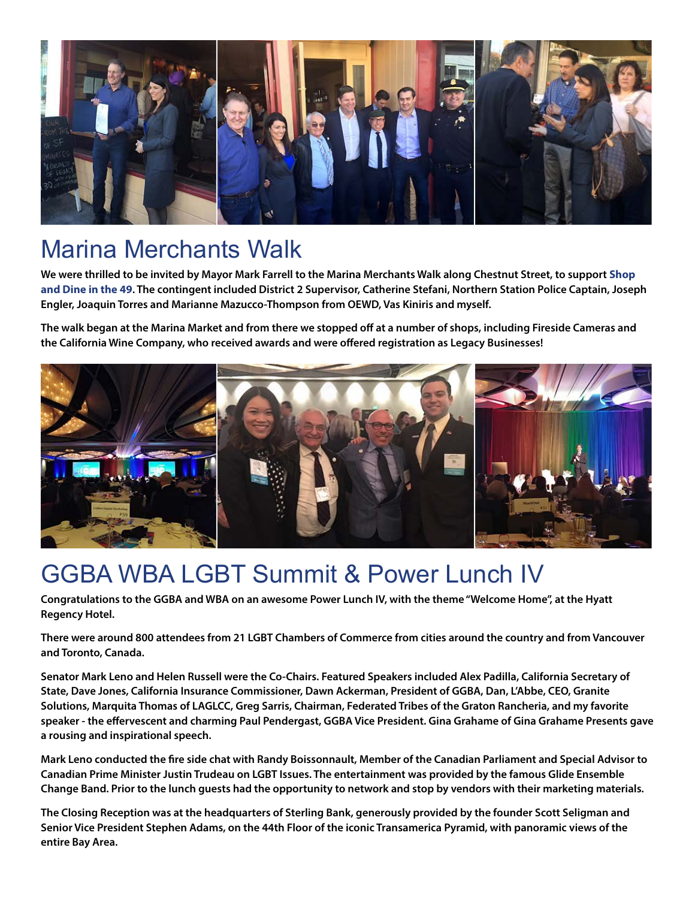## Marina Merchants Walk

**We were thrilled to be invited by Mayor Mark Farrell to the Marina Merchants Walk along Chestnut Street, to support Shop and Dine in the 49. The contingent included District 2 Supervisor, Catherine Stefani, Northern Station Police Captain, Joseph Engler, Joaquin Torres and Marianne Mazucco-Thompson from OEWD, Vas Kiniris and myself.**

**The walk began at the Marina Market and from there we stopped off at a number of shops, including Fireside Cameras and the California Wine Company, who received awards and were offered registration as Legacy Businesses!**

## GGBA WBA LGBT Summit & Power Lunch IV

**Congratulations to the GGBA and WBA on an awesome Power Lunch IV, with the theme "Welcome Home", at the Hyatt Regency Hotel.**

**There were around 800 attendees from 21 LGBT Chambers of Commerce from cities around the country and from Vancouver and Toronto, Canada.**

**Senator Mark Leno and Helen Russell were the Co-Chairs. Featured Speakers included Alex Padilla, California Secretary of State, Dave Jones, California Insurance Commissioner, Dawn Ackerman, President of GGBA, Dan, L'Abbe, CEO, Granite Solutions, Marquita Thomas of LAGLCC, Greg Sarris, Chairman, Federated Tribes of the Graton Rancheria, and my favorite speaker - the effervescent and charming Paul Pendergast, GGBA Vice President. Gina Grahame of Gina Grahame Presents gave a rousing and inspirational speech.**

**Mark Leno conducted the fire side chat with Randy Boissonnault, Member of the Canadian Parliament and Special Advisor to Canadian Prime Minister Justin Trudeau on LGBT Issues. The entertainment was provided by the famous Glide Ensemble Change Band. Prior to the lunch guests had the opportunity to network and stop by vendors with their marketing materials.**

**The Closing Reception was at the headquarters of Sterling Bank, generously provided by the founder Scott Seligman and Senior Vice President Stephen Adams, on the 44th Floor of the iconic Transamerica Pyramid, with panoramic views of the entire Bay Area.**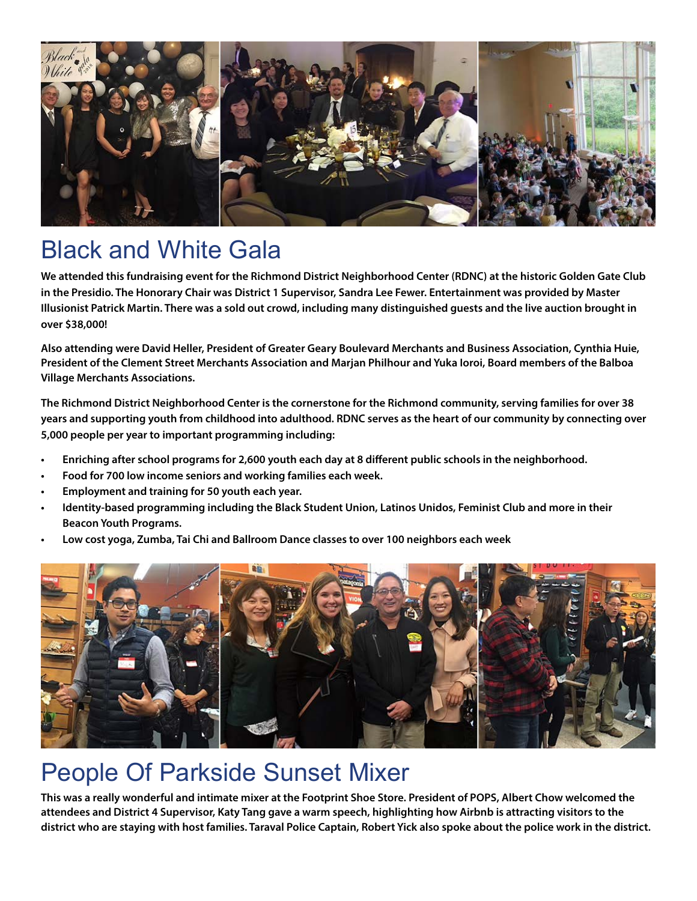# Black and White Gala

**We attended this fundraising event for the Richmond District Neighborhood Center (RDNC) at the historic Golden Gate Club in the Presidio. The Honorary Chair was District 1 Supervisor, Sandra Lee Fewer. Entertainment was provided by Master Illusionist Patrick Martin. There was a sold out crowd, including many distinguished guests and the live auction brought in over $38,000!**

**Also attending were David Heller, President of Greater Geary Boulevard Merchants and Business Association, Cynthia Huie, President of the Clement Street Merchants Association and Marjan Philhour and Yuka Ioroi, Board members of the Balboa Village Merchants Associations.**

**The Richmond District Neighborhood Center is the cornerstone for the Richmond community, serving families for over 38 years and supporting youth from childhood into adulthood. RDNC serves as the heart of our community by connecting over 5,000 people per year to important programming including:**

- **Enriching after school programs for 2,600 youth each day at 8 different public schools in the neighborhood.**
- **Food for 700 low income seniors and working families each week.**
- **Employment and training for 50 youth each year.**
- **Identity-based programming including the Black Student Union, Latinos Unidos, Feminist Club and more in their Beacon Youth Programs.**
- **Low cost yoga, Zumba, Tai Chi and Ballroom Dance classes to over 100 neighbors each week**

# People Of Parkside Sunset Mixer

**This was a really wonderful and intimate mixer at the Footprint Shoe Store. President of POPS, Albert Chow welcomed the attendees and District 4 Supervisor, Katy Tang gave a warm speech, highlighting how Airbnb is attracting visitors to the district who are staying with host families. Taraval Police Captain, Robert Yick also spoke about the police work in the district.**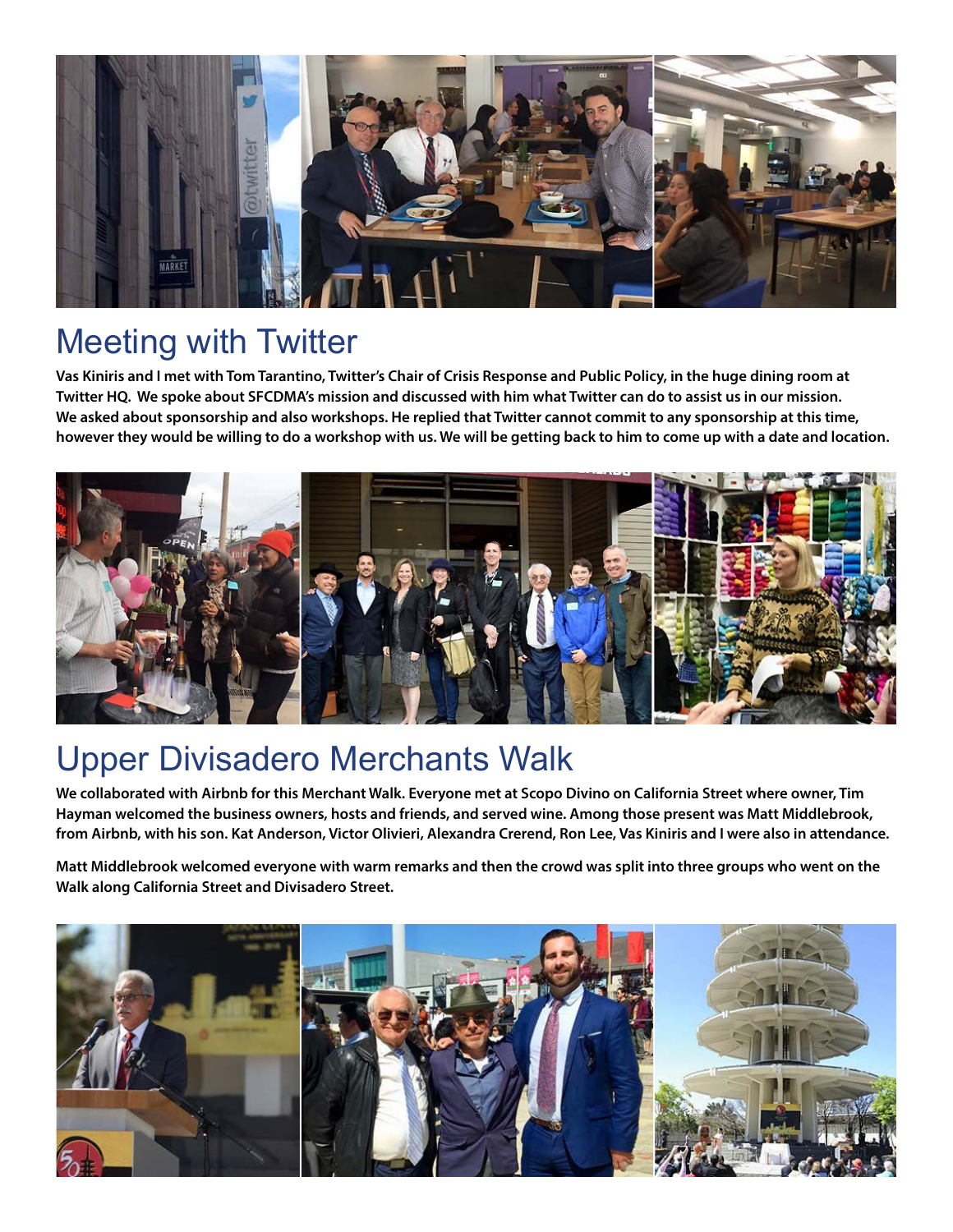## Meeting with Twitter

**Vas Kiniris and I met with Tom Tarantino, Twitter's Chair of Crisis Response and Public Policy, in the huge dining room at Twitter HQ. We spoke about SFCDMA's mission and discussed with him what Twitter can do to assist us in our mission. We asked about sponsorship and also workshops. He replied that Twitter cannot commit to any sponsorship at this time, however they would be willing to do a workshop with us. We will be getting back to him to come up with a date and location.**

## Upper Divisadero Merchants Walk

**We collaborated with Airbnb for this Merchant Walk. Everyone met at Scopo Divino on California Street where owner, Tim Hayman welcomed the business owners, hosts and friends, and served wine. Among those present was Matt Middlebrook, from Airbnb, with his son. Kat Anderson, Victor Olivieri, Alexandra Crerend, Ron Lee, Vas Kiniris and I were also in attendance.**

**Matt Middlebrook welcomed everyone with warm remarks and then the crowd was split into three groups who went on the Walk along California Street and Divisadero Street.**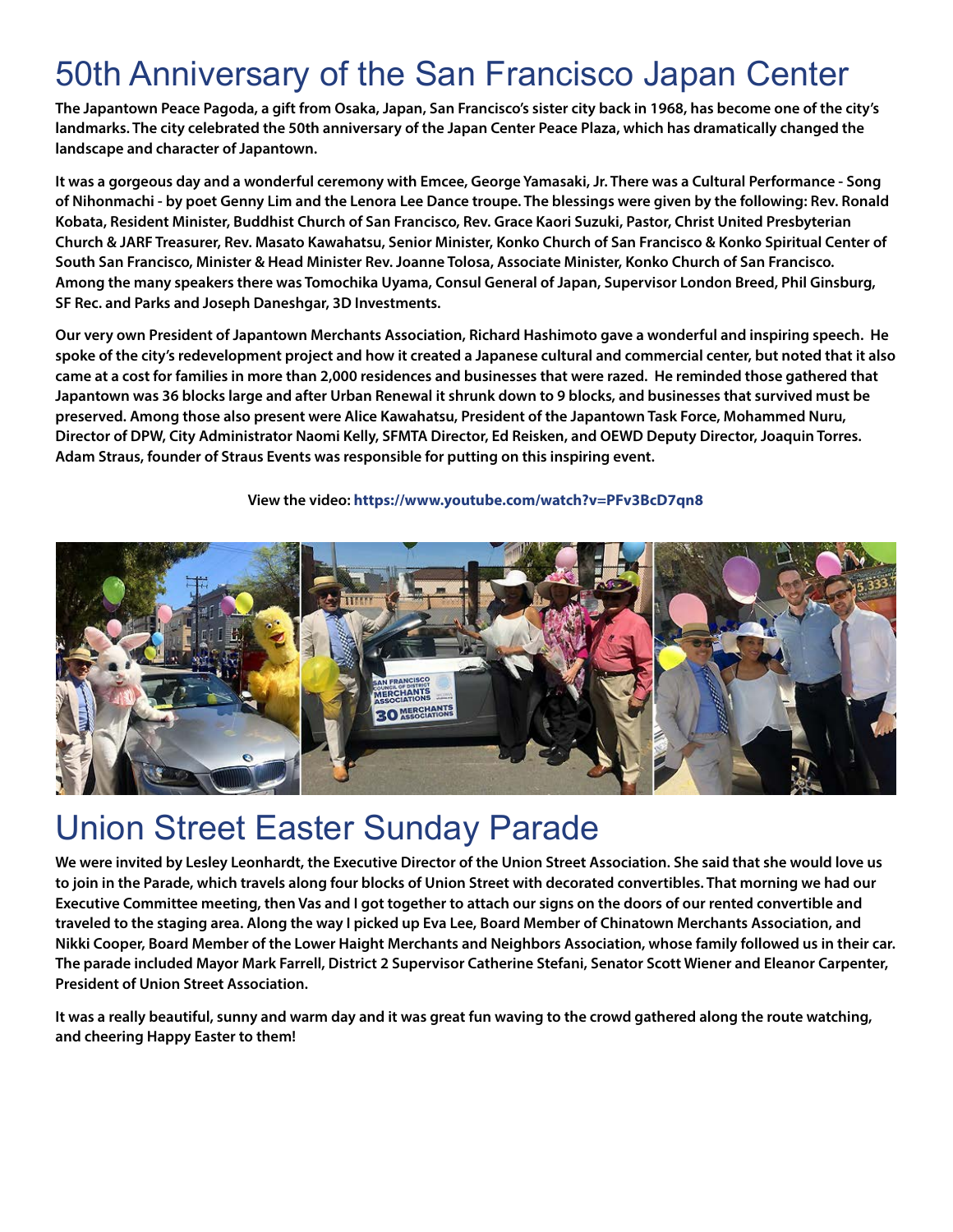# 50th Anniversary of the San Francisco Japan Center

**The Japantown Peace Pagoda, a gift from Osaka, Japan, San Francisco's sister city back in 1968, has become one of the city's landmarks. The city celebrated the 50th anniversary of the Japan Center Peace Plaza, which has dramatically changed the landscape and character of Japantown.**

**It was a gorgeous day and a wonderful ceremony with Emcee, George Yamasaki, Jr. There was a Cultural Performance - Song of Nihonmachi - by poet Genny Lim and the Lenora Lee Dance troupe. The blessings were given by the following: Rev. Ronald Kobata, Resident Minister, Buddhist Church of San Francisco, Rev. Grace Kaori Suzuki, Pastor, Christ United Presbyterian Church & JARF Treasurer, Rev. Masato Kawahatsu, Senior Minister, Konko Church of San Francisco & Konko Spiritual Center of South San Francisco, Minister & Head Minister Rev. Joanne Tolosa, Associate Minister, Konko Church of San Francisco. Among the many speakers there was Tomochika Uyama, Consul General of Japan, Supervisor London Breed, Phil Ginsburg, SF Rec. and Parks and Joseph Daneshgar, 3D Investments.**

**Our very own President of Japantown Merchants Association, Richard Hashimoto gave a wonderful and inspiring speech. He spoke of the city's redevelopment project and how it created a Japanese cultural and commercial center, but noted that it also came at a cost for families in more than 2,000 residences and businesses that were razed. He reminded those gathered that Japantown was 36 blocks large and after Urban Renewal it shrunk down to 9 blocks, and businesses that survived must be preserved. Among those also present were Alice Kawahatsu, President of the Japantown Task Force, Mohammed Nuru, Director of DPW, City Administrator Naomi Kelly, SFMTA Director, Ed Reisken, and OEWD Deputy Director, Joaquin Torres. Adam Straus, founder of Straus Events was responsible for putting on this inspiring event.**

**View the video: https://www.youtube.com/watch?v=PFv3BcD7qn8**

# Union Street Easter Sunday Parade

**We were invited by Lesley Leonhardt, the Executive Director of the Union Street Association. She said that she would love us to join in the Parade, which travels along four blocks of Union Street with decorated convertibles. That morning we had our Executive Committee meeting, then Vas and I got together to attach our signs on the doors of our rented convertible and traveled to the staging area. Along the way I picked up Eva Lee, Board Member of Chinatown Merchants Association, and Nikki Cooper, Board Member of the Lower Haight Merchants and Neighbors Association, whose family followed us in their car. The parade included Mayor Mark Farrell, District 2 Supervisor Catherine Stefani, Senator Scott Wiener and Eleanor Carpenter, President of Union Street Association.**

**It was a really beautiful, sunny and warm day and it was great fun waving to the crowd gathered along the route watching, and cheering Happy Easter to them!**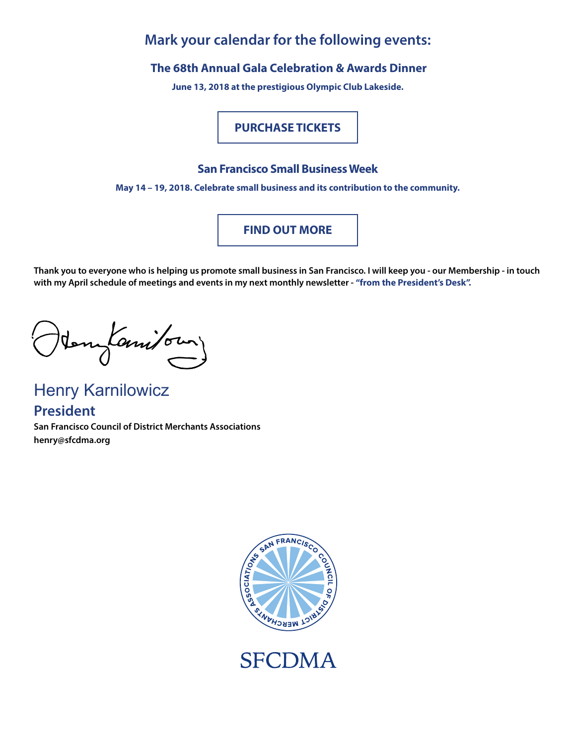## Mark your calendar for the following events:

### The 68th Annual Gala Celebration & Awards Dinner

**June 13, 2018 at the prestigious Olympic Club Lakeside.**

**PURCHASE TICKETS**

### San Francisco Small Business Week

**May 14 – 19, 2018. Celebrate small business and its contribution to the community.**

**FIND OUT MORE**

**Thank you to everyone who is helping us promote small business in San Francisco. I will keep you - our Membership - in touch with my April schedule of meetings and events in my next monthly newsletter - "from the President's Desk".**

Henry Karnilowicz

**President**

**San Francisco Council of District Merchants Associations**

**henry@sfcdma.org**

SAN FRANCISCO COUNCIL OF DISTRICT MERCHANTS ASSOCIATIONS

SFCDMA